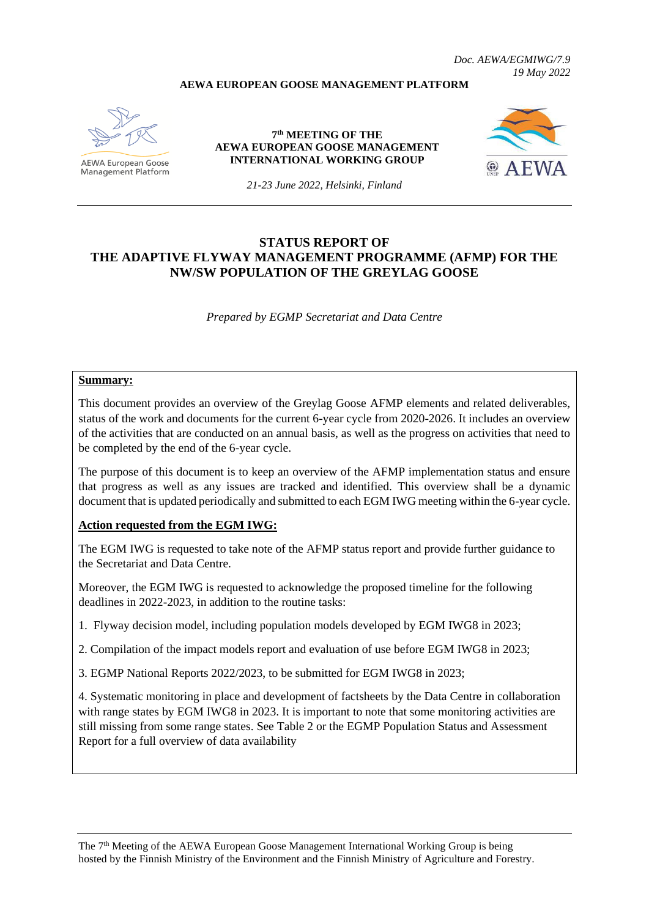*Doc. AEWA/EGMIWG/7.9*
*19 May 2022*

**AEWA EUROPEAN GOOSE MANAGEMENT PLATFORM**

AEWA European Goose Management Platform

**7th MEETING OF THE AEWA EUROPEAN GOOSE MANAGEMENT INTERNATIONAL WORKING GROUP**

*21-23 June 2022, Helsinki, Finland*

AEWA

# STATUS REPORT OF THE ADAPTIVE FLYWAY MANAGEMENT PROGRAMME (AFMP) FOR THE NW/SW POPULATION OF THE GREYLAG GOOSE

*Prepared by EGMP Secretariat and Data Centre*

**Summary:**

This document provides an overview of the Greylag Goose AFMP elements and related deliverables, status of the work and documents for the current 6-year cycle from 2020-2026. It includes an overview of the activities that are conducted on an annual basis, as well as the progress on activities that need to be completed by the end of the 6-year cycle.

The purpose of this document is to keep an overview of the AFMP implementation status and ensure that progress as well as any issues are tracked and identified. This overview shall be a dynamic document that is updated periodically and submitted to each EGM IWG meeting within the 6-year cycle.

**Action requested from the EGM IWG:**

The EGM IWG is requested to take note of the AFMP status report and provide further guidance to the Secretariat and Data Centre.

Moreover, the EGM IWG is requested to acknowledge the proposed timeline for the following deadlines in 2022-2023, in addition to the routine tasks:

1. Flyway decision model, including population models developed by EGM IWG8 in 2023;

2. Compilation of the impact models report and evaluation of use before EGM IWG8 in 2023;

3. EGMP National Reports 2022/2023, to be submitted for EGM IWG8 in 2023;

4. Systematic monitoring in place and development of factsheets by the Data Centre in collaboration with range states by EGM IWG8 in 2023. It is important to note that some monitoring activities are still missing from some range states. See Table 2 or the EGMP Population Status and Assessment Report for a full overview of data availability

The 7th Meeting of the AEWA European Goose Management International Working Group is being hosted by the Finnish Ministry of the Environment and the Finnish Ministry of Agriculture and Forestry.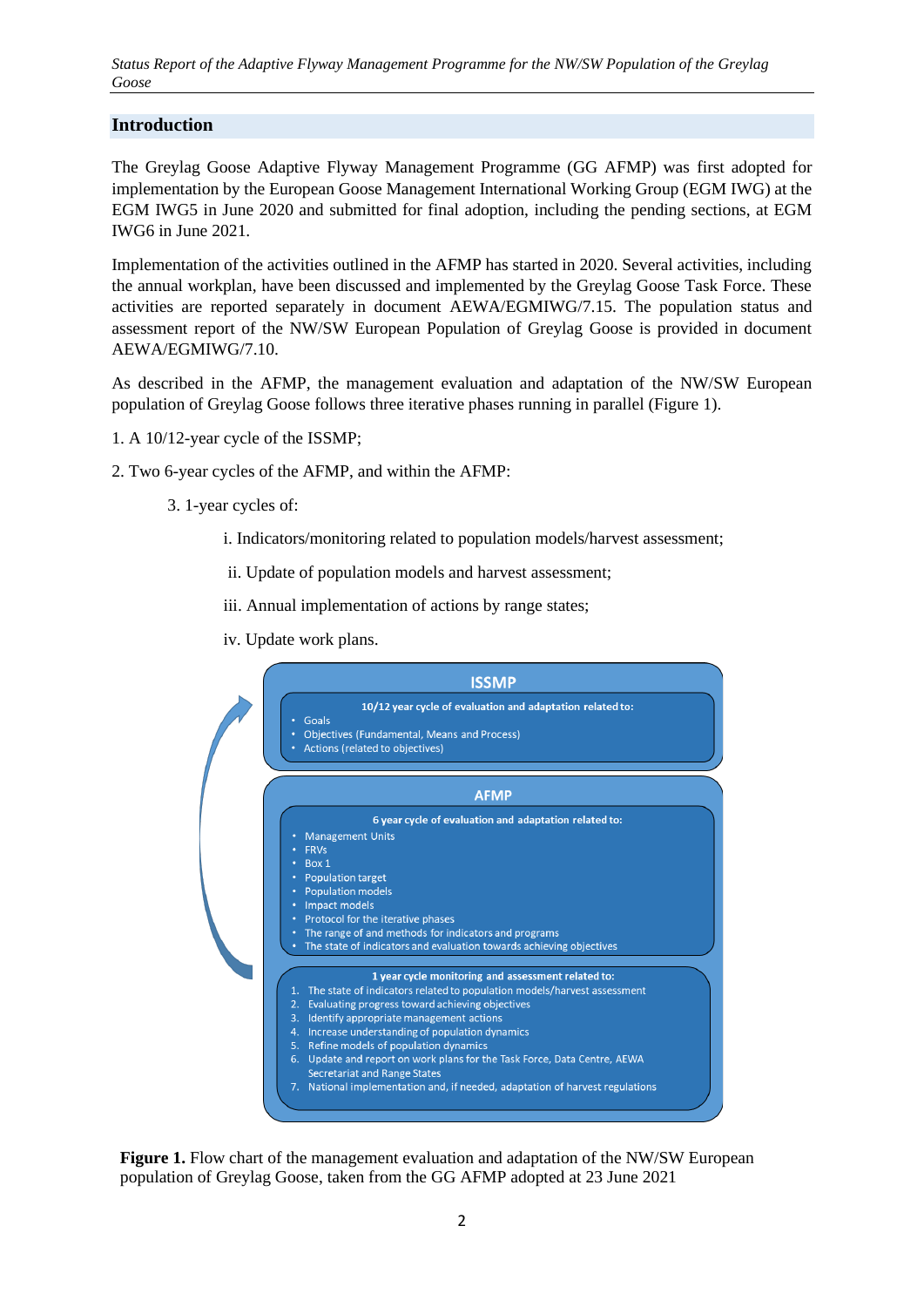## Introduction

The Greylag Goose Adaptive Flyway Management Programme (GG AFMP) was first adopted for implementation by the European Goose Management International Working Group (EGM IWG) at the EGM IWG5 in June 2020 and submitted for final adoption, including the pending sections, at EGM IWG6 in June 2021.

Implementation of the activities outlined in the AFMP has started in 2020. Several activities, including the annual workplan, have been discussed and implemented by the Greylag Goose Task Force. These activities are reported separately in document AEWA/EGMIWG/7.15. The population status and assessment report of the NW/SW European Population of Greylag Goose is provided in document AEWA/EGMIWG/7.10.

As described in the AFMP, the management evaluation and adaptation of the NW/SW European population of Greylag Goose follows three iterative phases running in parallel (Figure 1).

1. A 10/12-year cycle of the ISSMP;

2. Two 6-year cycles of the AFMP, and within the AFMP:

    3. 1-year cycles of:

        i. Indicators/monitoring related to population models/harvest assessment;

        ii. Update of population models and harvest assessment;

        iii. Annual implementation of actions by range states;

        iv. Update work plans.

**ISSMP**

**10/12 year cycle of evaluation and adaptation related to:**

- Goals
- Objectives (Fundamental, Means and Process)
- Actions (related to objectives)

**AFMP**

**6 year cycle of evaluation and adaptation related to:**

- Management Units
- FRVs
- Box 1
- Population target
- Population models
- Impact models
- Protocol for the iterative phases
- The range of and methods for indicators and programs
- The state of indicators and evaluation towards achieving objectives

**1 year cycle monitoring and assessment related to:**

1. The state of indicators related to population models/harvest assessment
2. Evaluating progress toward achieving objectives
3. Identify appropriate management actions
4. Increase understanding of population dynamics
5. Refine models of population dynamics
6. Update and report on work plans for the Task Force, Data Centre, AEWA Secretariat and Range States
7. National implementation and, if needed, adaptation of harvest regulations

**Figure 1.** Flow chart of the management evaluation and adaptation of the NW/SW European population of Greylag Goose, taken from the GG AFMP adopted at 23 June 2021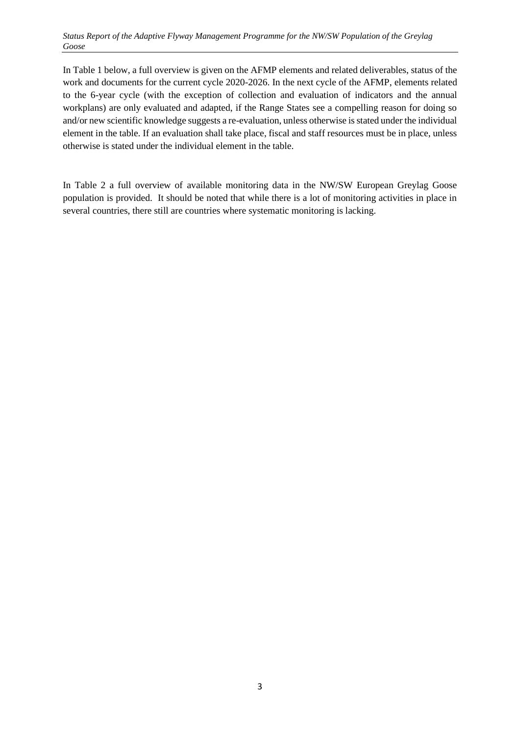In Table 1 below, a full overview is given on the AFMP elements and related deliverables, status of the work and documents for the current cycle 2020-2026. In the next cycle of the AFMP, elements related to the 6-year cycle (with the exception of collection and evaluation of indicators and the annual workplans) are only evaluated and adapted, if the Range States see a compelling reason for doing so and/or new scientific knowledge suggests a re-evaluation, unless otherwise is stated under the individual element in the table. If an evaluation shall take place, fiscal and staff resources must be in place, unless otherwise is stated under the individual element in the table.

In Table 2 a full overview of available monitoring data in the NW/SW European Greylag Goose population is provided. It should be noted that while there is a lot of monitoring activities in place in several countries, there still are countries where systematic monitoring is lacking.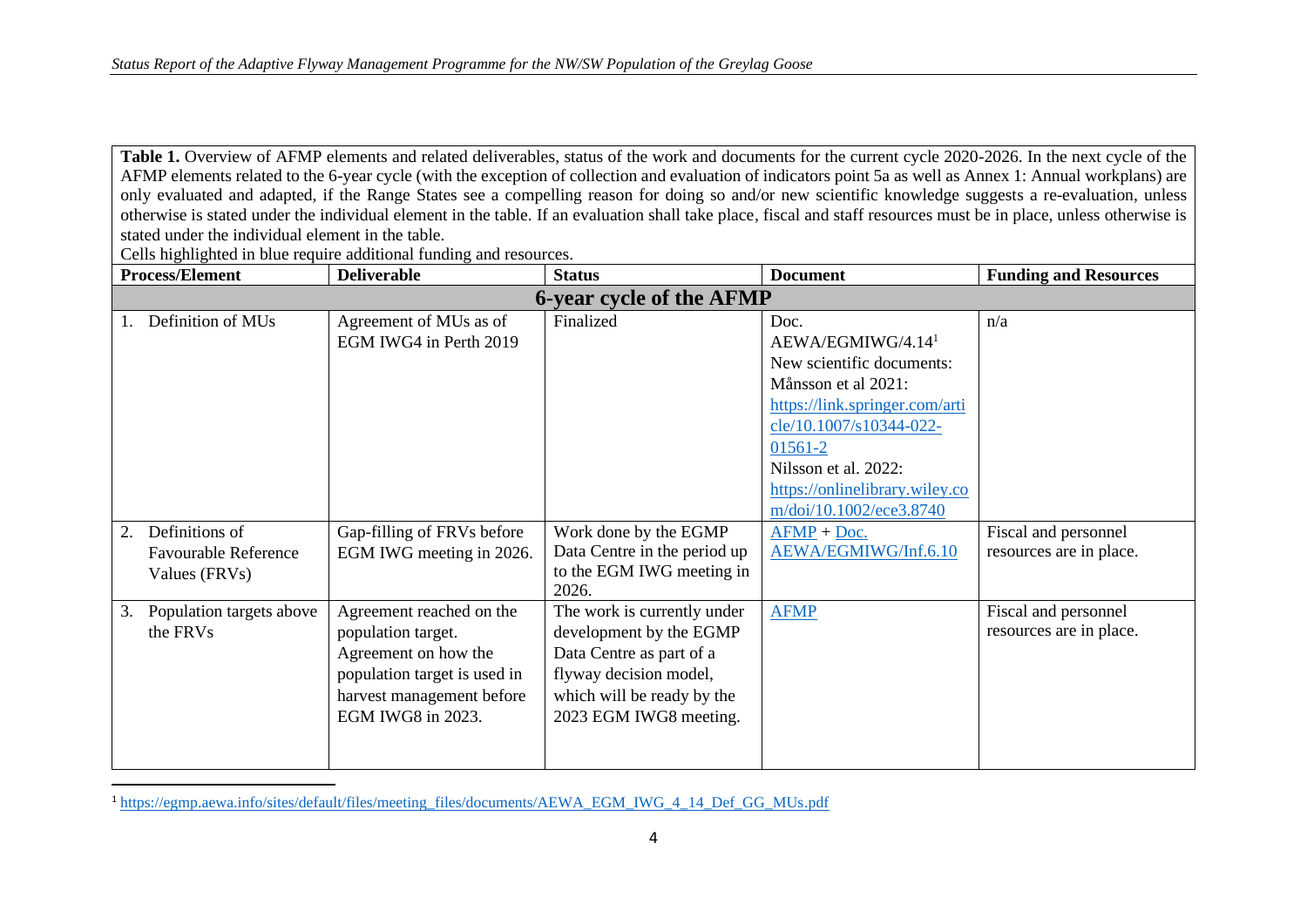**Table 1.** Overview of AFMP elements and related deliverables, status of the work and documents for the current cycle 2020-2026. In the next cycle of the AFMP elements related to the 6-year cycle (with the exception of collection and evaluation of indicators point 5a as well as Annex 1: Annual workplans) are only evaluated and adapted, if the Range States see a compelling reason for doing so and/or new scientific knowledge suggests a re-evaluation, unless otherwise is stated under the individual element in the table. If an evaluation shall take place, fiscal and staff resources must be in place, unless otherwise is stated under the individual element in the table.

Cells highlighted in blue require additional funding and resources.

| Process/Element | Deliverable | Status | Document | Funding and Resources |
|---|---|---|---|---|
| **6-year cycle of the AFMP** | | | | |
| 1. Definition of MUs | Agreement of MUs as of EGM IWG4 in Perth 2019 | Finalized | Doc. AEWA/EGMIWG/4.14[1] New scientific documents: Månsson et al 2021: https://link.springer.com/article/10.1007/s10344-022-01561-2 Nilsson et al. 2022: https://onlinelibrary.wiley.com/doi/10.1002/ece3.8740 | n/a |
| 2. Definitions of Favourable Reference Values (FRVs) | Gap-filling of FRVs before EGM IWG meeting in 2026. | Work done by the EGMP Data Centre in the period up to the EGM IWG meeting in 2026. | AFMP + Doc. AEWA/EGMIWG/Inf.6.10 | Fiscal and personnel resources are in place. |
| 3. Population targets above the FRVs | Agreement reached on the population target. Agreement on how the population target is used in harvest management before EGM IWG8 in 2023. | The work is currently under development by the EGMP Data Centre as part of a flyway decision model, which will be ready by the 2023 EGM IWG8 meeting. | AFMP | Fiscal and personnel resources are in place. |

[1] https://egmp.aewa.info/sites/default/files/meeting_files/documents/AEWA_EGM_IWG_4_14_Def_GG_MUs.pdf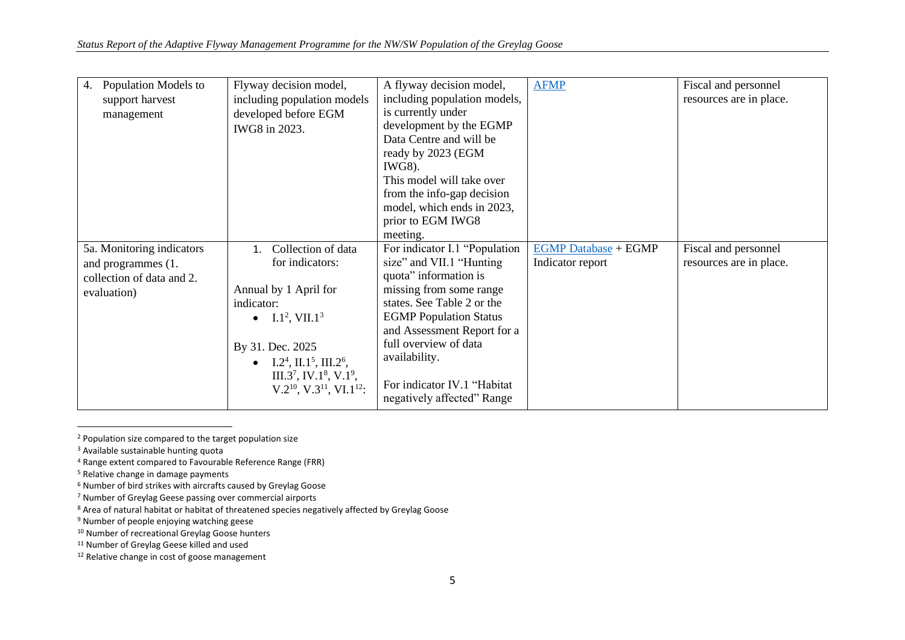| 4. Population Models to support harvest management | Flyway decision model, including population models developed before EGM IWG8 in 2023. | A flyway decision model, including population models, is currently under development by the EGMP Data Centre and will be ready by 2023 (EGM IWG8).<br>This model will take over from the info-gap decision model, which ends in 2023, prior to EGM IWG8 meeting. | AFMP | Fiscal and personnel resources are in place. |
| --- | --- | --- | --- | --- |
| 5a. Monitoring indicators and programmes (1. collection of data and 2. evaluation) | 1. Collection of data for indicators:<br><br>Annual by 1 April for indicator:<br>• I.1[2], VII.1[3]<br><br>By 31. Dec. 2025<br>• I.2[4], II.1[5], III.2[6], III.3[7], IV.1[8], V.1[9], V.2[10], V.3[11], VI.1[12]: | For indicator I.1 "Population size" and VII.1 "Hunting quota" information is missing from some range states. See Table 2 or the EGMP Population Status and Assessment Report for a full overview of data availability.<br><br>For indicator IV.1 "Habitat negatively affected" Range | EGMP Database + EGMP Indicator report | Fiscal and personnel resources are in place. |

[2] Population size compared to the target population size

[3] Available sustainable hunting quota

[4] Range extent compared to Favourable Reference Range (FRR)

[5] Relative change in damage payments

[6] Number of bird strikes with aircrafts caused by Greylag Goose

[7] Number of Greylag Geese passing over commercial airports

[8] Area of natural habitat or habitat of threatened species negatively affected by Greylag Goose

[9] Number of people enjoying watching geese

[10] Number of recreational Greylag Goose hunters

[11] Number of Greylag Geese killed and used

[12] Relative change in cost of goose management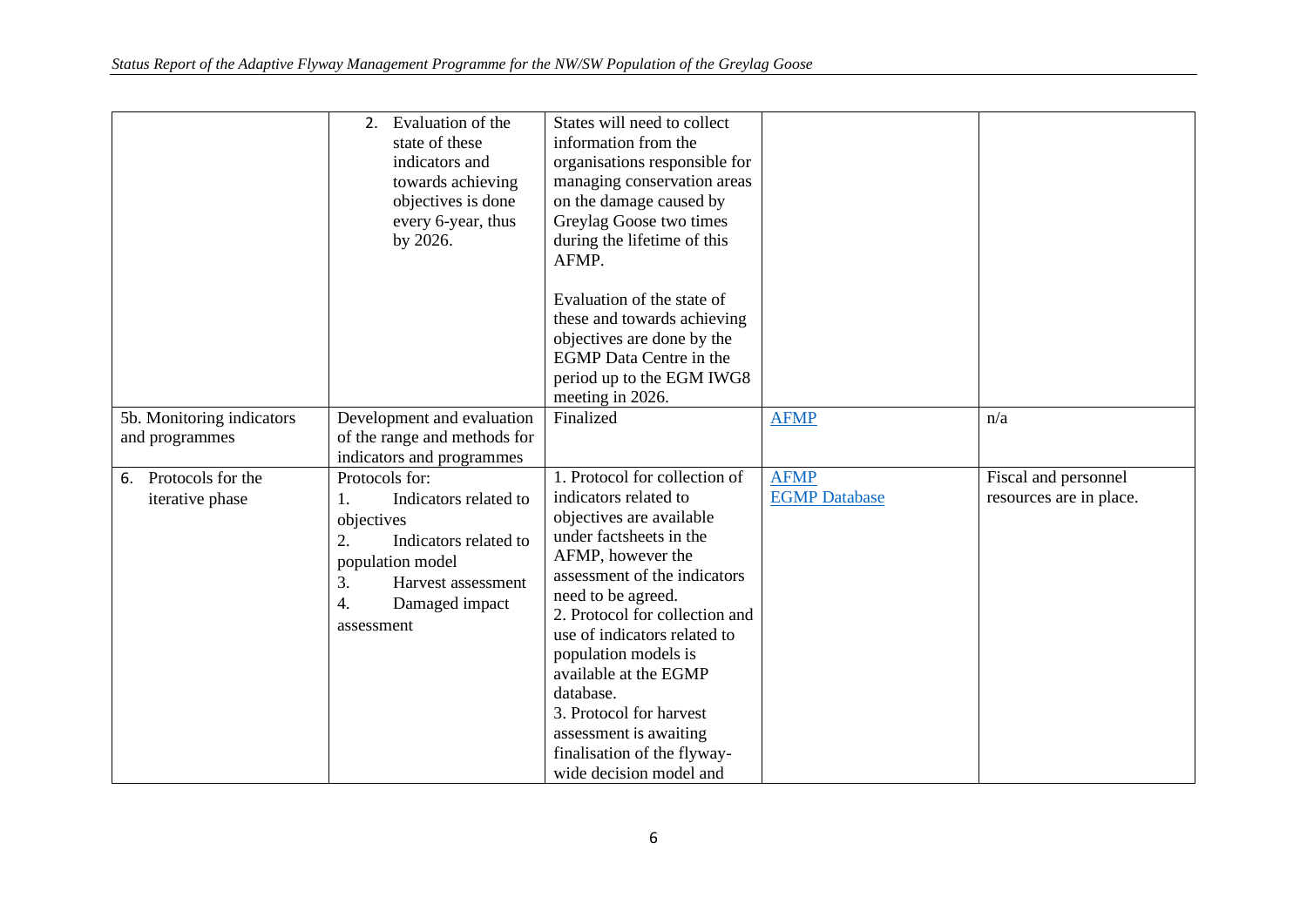| | | | | |
|---|---|---|---|---|
| | 2. Evaluation of the state of these indicators and towards achieving objectives is done every 6-year, thus by 2026. | States will need to collect information from the organisations responsible for managing conservation areas on the damage caused by Greylag Goose two times during the lifetime of this AFMP.<br><br>Evaluation of the state of these and towards achieving objectives are done by the EGMP Data Centre in the period up to the EGM IWG8 meeting in 2026. | | |
| 5b. Monitoring indicators and programmes | Development and evaluation of the range and methods for indicators and programmes | Finalized | [AFMP]() | n/a |
| 6. Protocols for the iterative phase | Protocols for:<br>1. Indicators related to objectives<br>2. Indicators related to population model<br>3. Harvest assessment<br>4. Damaged impact assessment | 1. Protocol for collection of indicators related to objectives are available under factsheets in the AFMP, however the assessment of the indicators need to be agreed.<br>2. Protocol for collection and use of indicators related to population models is available at the EGMP database.<br>3. Protocol for harvest assessment is awaiting finalisation of the flyway-wide decision model and | [AFMP]()<br>[EGMP Database]() | Fiscal and personnel resources are in place. |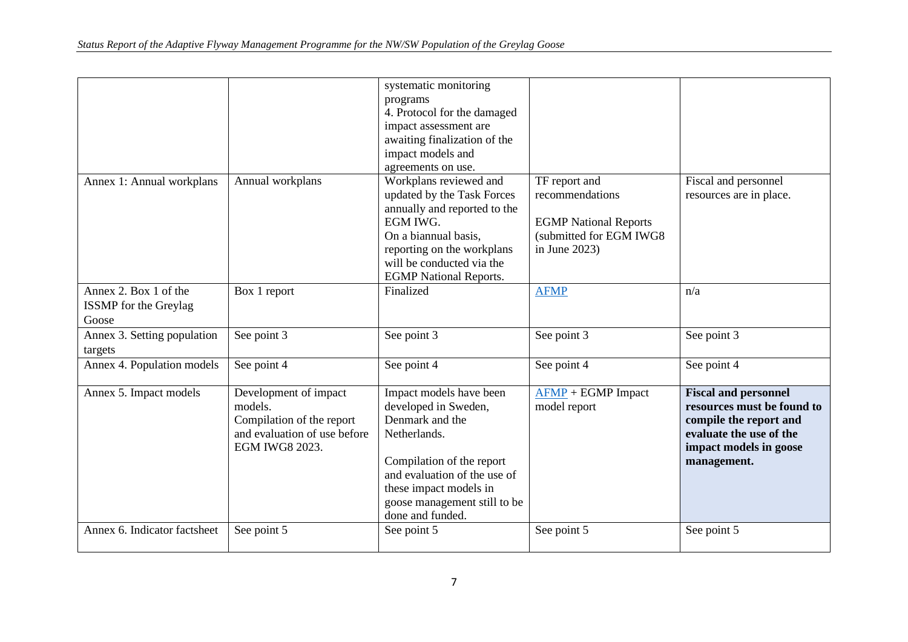| | | systematic monitoring programs<br>4. Protocol for the damaged impact assessment are awaiting finalization of the impact models and agreements on use. | | |
|---|---|---|---|---|
| Annex 1: Annual workplans | Annual workplans | Workplans reviewed and updated by the Task Forces annually and reported to the EGM IWG.<br>On a biannual basis, reporting on the workplans will be conducted via the EGMP National Reports. | TF report and recommendations<br><br>EGMP National Reports (submitted for EGM IWG8 in June 2023) | Fiscal and personnel resources are in place. |
| Annex 2. Box 1 of the ISSMP for the Greylag Goose | Box 1 report | Finalized | AFMP | n/a |
| Annex 3. Setting population targets | See point 3 | See point 3 | See point 3 | See point 3 |
| Annex 4. Population models | See point 4 | See point 4 | See point 4 | See point 4 |
| Annex 5. Impact models | Development of impact models.<br>Compilation of the report and evaluation of use before EGM IWG8 2023. | Impact models have been developed in Sweden, Denmark and the Netherlands.<br><br>Compilation of the report and evaluation of the use of these impact models in goose management still to be done and funded. | AFMP + EGMP Impact model report | **Fiscal and personnel resources must be found to compile the report and evaluate the use of the impact models in goose management.** |
| Annex 6. Indicator factsheet | See point 5 | See point 5 | See point 5 | See point 5 |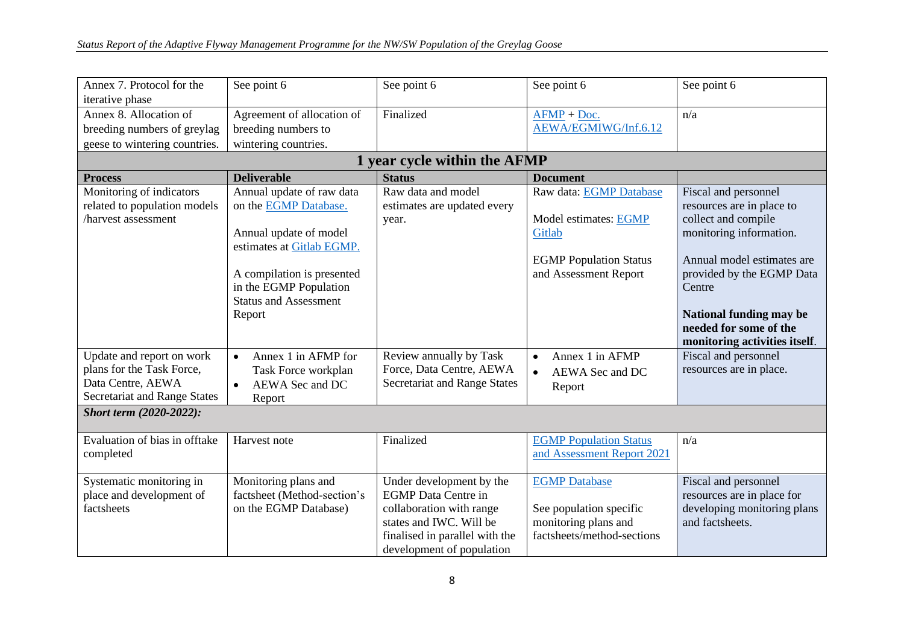| Annex 7. Protocol for the iterative phase | See point 6 | See point 6 | See point 6 | See point 6 |
|---|---|---|---|---|
| Annex 8. Allocation of breeding numbers of greylag geese to wintering countries. | Agreement of allocation of breeding numbers to wintering countries. | Finalized | AFMP + Doc. AEWA/EGMIWG/Inf.6.12 | n/a |
| **1 year cycle within the AFMP** | | | | |
| **Process** | **Deliverable** | **Status** | **Document** | |
| Monitoring of indicators related to population models /harvest assessment | Annual update of raw data on the EGMP Database.<br><br>Annual update of model estimates at Gitlab EGMP.<br><br>A compilation is presented in the EGMP Population Status and Assessment Report | Raw data and model estimates are updated every year. | Raw data: EGMP Database<br><br>Model estimates: EGMP Gitlab<br><br>EGMP Population Status and Assessment Report | Fiscal and personnel resources are in place to collect and compile monitoring information.<br><br>Annual model estimates are provided by the EGMP Data Centre<br><br>**National funding may be needed for some of the monitoring activities itself**. |
| Update and report on work plans for the Task Force, Data Centre, AEWA Secretariat and Range States | • Annex 1 in AFMP for Task Force workplan<br>• AEWA Sec and DC Report | Review annually by Task Force, Data Centre, AEWA Secretariat and Range States | • Annex 1 in AFMP<br>• AEWA Sec and DC Report | Fiscal and personnel resources are in place. |
| ***Short term (2020-2022):*** | | | | |
| Evaluation of bias in offtake completed | Harvest note | Finalized | EGMP Population Status and Assessment Report 2021 | n/a |
| Systematic monitoring in place and development of factsheets | Monitoring plans and factsheet (Method-section's on the EGMP Database) | Under development by the EGMP Data Centre in collaboration with range states and IWC. Will be finalised in parallel with the development of population | EGMP Database<br><br>See population specific monitoring plans and factsheets/method-sections | Fiscal and personnel resources are in place for developing monitoring plans and factsheets. |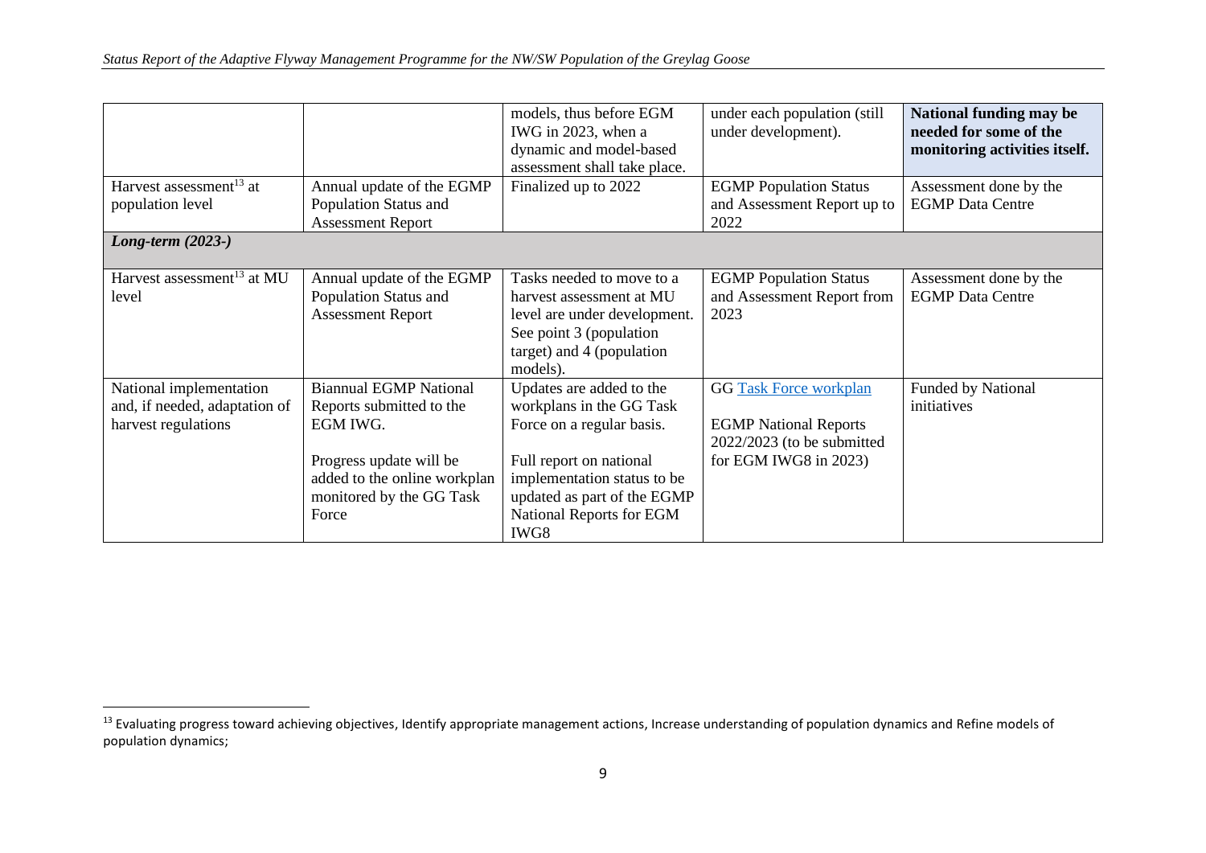| | | | | |
|---|---|---|---|---|
| | | models, thus before EGM IWG in 2023, when a dynamic and model-based assessment shall take place. | under each population (still under development). | **National funding may be needed for some of the monitoring activities itself.** |
| Harvest assessment[13] at population level | Annual update of the EGMP Population Status and Assessment Report | Finalized up to 2022 | EGMP Population Status and Assessment Report up to 2022 | Assessment done by the EGMP Data Centre |
| ***Long-term (2023-)*** | | | | |
| Harvest assessment[13] at MU level | Annual update of the EGMP Population Status and Assessment Report | Tasks needed to move to a harvest assessment at MU level are under development. See point 3 (population target) and 4 (population models). | EGMP Population Status and Assessment Report from 2023 | Assessment done by the EGMP Data Centre |
| National implementation and, if needed, adaptation of harvest regulations | Biannual EGMP National Reports submitted to the EGM IWG.<br><br>Progress update will be added to the online workplan monitored by the GG Task Force | Updates are added to the workplans in the GG Task Force on a regular basis.<br><br>Full report on national implementation status to be updated as part of the EGMP National Reports for EGM IWG8 | GG [Task Force workplan]<br><br>EGMP National Reports 2022/2023 (to be submitted for EGM IWG8 in 2023) | Funded by National initiatives |

[13] Evaluating progress toward achieving objectives, Identify appropriate management actions, Increase understanding of population dynamics and Refine models of population dynamics;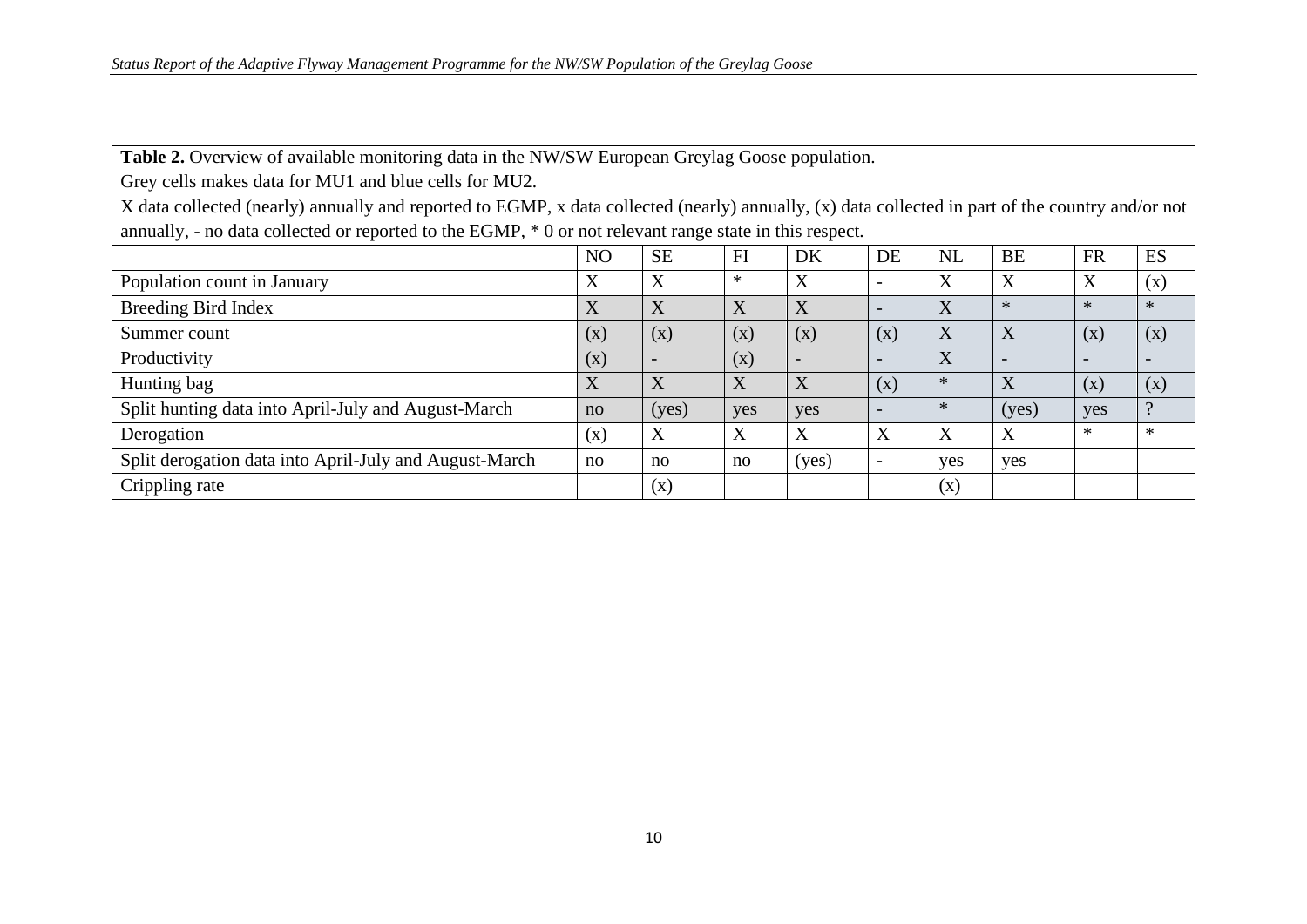**Table 2.** Overview of available monitoring data in the NW/SW European Greylag Goose population.
Grey cells makes data for MU1 and blue cells for MU2.
X data collected (nearly) annually and reported to EGMP, x data collected (nearly) annually, (x) data collected in part of the country and/or not annually, - no data collected or reported to the EGMP, * 0 or not relevant range state in this respect.

| | NO | SE | FI | DK | DE | NL | BE | FR | ES |
|---|---|---|---|---|---|---|---|---|---|
| Population count in January | X | X | * | X | - | X | X | X | (x) |
| Breeding Bird Index | X | X | X | X | - | X | * | * | * |
| Summer count | (x) | (x) | (x) | (x) | (x) | X | X | (x) | (x) |
| Productivity | (x) | - | (x) | - | - | X | - | - | - |
| Hunting bag | X | X | X | X | (x) | * | X | (x) | (x) |
| Split hunting data into April-July and August-March | no | (yes) | yes | yes | - | * | (yes) | yes | ? |
| Derogation | (x) | X | X | X | X | X | X | * | * |
| Split derogation data into April-July and August-March | no | no | no | (yes) | - | yes | yes | | |
| Crippling rate | | (x) | | | | (x) | | | |